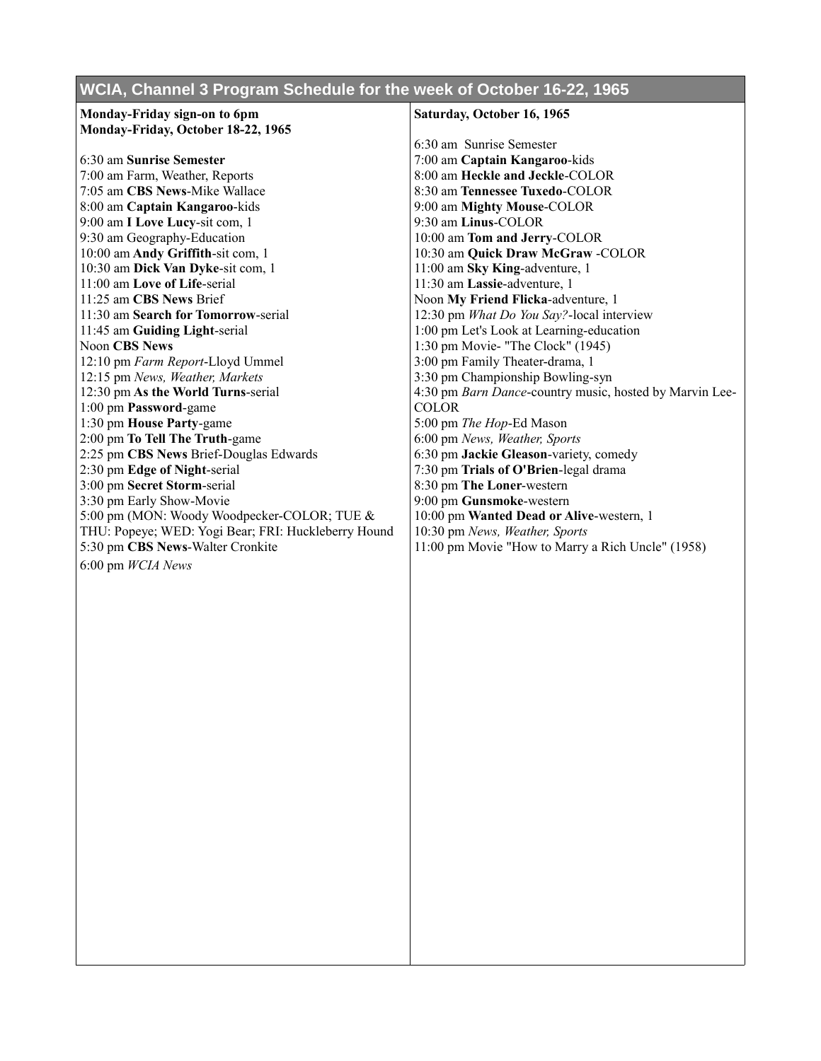## WCIA, Channel 3 Program Schedule for the week of October 16-22, 1965

**Monday-Friday sign-on to 6pm**
**Monday-Friday, October 18-22, 1965**

6:30 am **Sunrise Semester**
7:00 am Farm, Weather, Reports
7:05 am **CBS News**-Mike Wallace
8:00 am **Captain Kangaroo**-kids
9:00 am **I Love Lucy**-sit com, 1
9:30 am Geography-Education
10:00 am **Andy Griffith**-sit com, 1
10:30 am **Dick Van Dyke**-sit com, 1
11:00 am **Love of Life**-serial
11:25 am **CBS News** Brief
11:30 am **Search for Tomorrow**-serial
11:45 am **Guiding Light**-serial
Noon **CBS News**
12:10 pm *Farm Report*-Lloyd Ummel
12:15 pm *News, Weather, Markets*
12:30 pm **As the World Turns**-serial
1:00 pm **Password**-game
1:30 pm **House Party**-game
2:00 pm **To Tell The Truth**-game
2:25 pm **CBS News** Brief-Douglas Edwards
2:30 pm **Edge of Night**-serial
3:00 pm **Secret Storm**-serial
3:30 pm Early Show-Movie
5:00 pm (MON: Woody Woodpecker-COLOR; TUE & THU: Popeye; WED: Yogi Bear; FRI: Huckleberry Hound
5:30 pm **CBS News**-Walter Cronkite
6:00 pm *WCIA News*

**Saturday, October 16, 1965**

6:30 am Sunrise Semester
7:00 am **Captain Kangaroo**-kids
8:00 am **Heckle and Jeckle**-COLOR
8:30 am **Tennessee Tuxedo**-COLOR
9:00 am **Mighty Mouse**-COLOR
9:30 am **Linus**-COLOR
10:00 am **Tom and Jerry**-COLOR
10:30 am **Quick Draw McGraw** -COLOR
11:00 am **Sky King**-adventure, 1
11:30 am **Lassie**-adventure, 1
Noon **My Friend Flicka**-adventure, 1
12:30 pm *What Do You Say?*-local interview
1:00 pm Let's Look at Learning-education
1:30 pm Movie- "The Clock" (1945)
3:00 pm Family Theater-drama, 1
3:30 pm Championship Bowling-syn
4:30 pm *Barn Dance*-country music, hosted by Marvin Lee-COLOR
5:00 pm *The Hop*-Ed Mason
6:00 pm *News, Weather, Sports*
6:30 pm **Jackie Gleason**-variety, comedy
7:30 pm **Trials of O'Brien**-legal drama
8:30 pm **The Loner**-western
9:00 pm **Gunsmoke**-western
10:00 pm **Wanted Dead or Alive**-western, 1
10:30 pm *News, Weather, Sports*
11:00 pm Movie "How to Marry a Rich Uncle" (1958)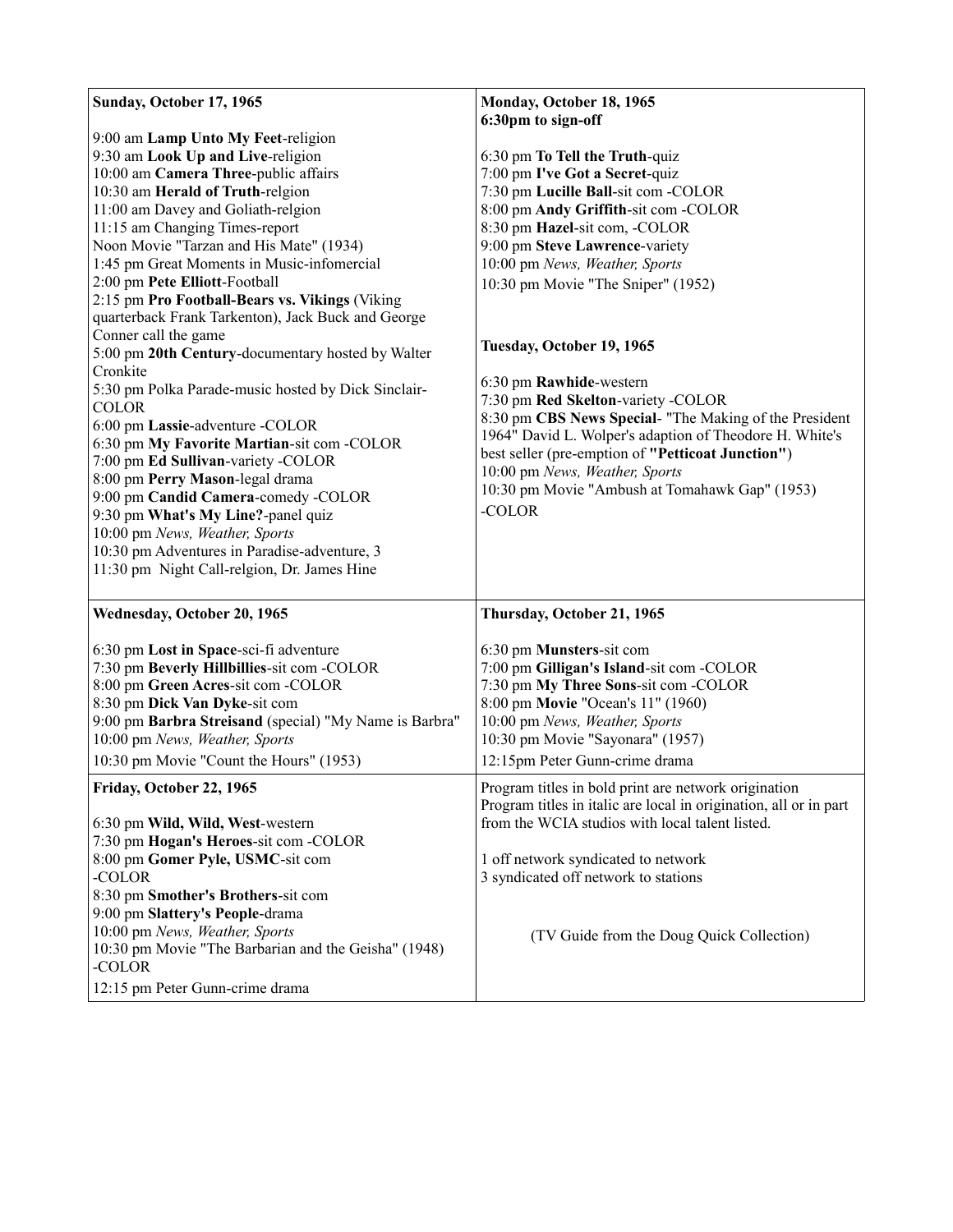**Sunday, October 17, 1965**

9:00 am **Lamp Unto My Feet**-religion
9:30 am **Look Up and Live**-religion
10:00 am **Camera Three**-public affairs
10:30 am **Herald of Truth**-relgion
11:00 am Davey and Goliath-relgion
11:15 am Changing Times-report
Noon Movie "Tarzan and His Mate" (1934)
1:45 pm Great Moments in Music-infomercial
2:00 pm **Pete Elliott**-Football
2:15 pm **Pro Football-Bears vs. Vikings** (Viking quarterback Frank Tarkenton), Jack Buck and George Conner call the game
5:00 pm **20th Century**-documentary hosted by Walter Cronkite
5:30 pm Polka Parade-music hosted by Dick Sinclair-COLOR
6:00 pm **Lassie**-adventure -COLOR
6:30 pm **My Favorite Martian**-sit com -COLOR
7:00 pm **Ed Sullivan**-variety -COLOR
8:00 pm **Perry Mason**-legal drama
9:00 pm **Candid Camera**-comedy -COLOR
9:30 pm **What's My Line?**-panel quiz
10:00 pm *News, Weather, Sports*
10:30 pm Adventures in Paradise-adventure, 3
11:30 pm Night Call-relgion, Dr. James Hine

**Monday, October 18, 1965**
**6:30pm to sign-off**

6:30 pm **To Tell the Truth**-quiz
7:00 pm **I've Got a Secret**-quiz
7:30 pm **Lucille Ball**-sit com -COLOR
8:00 pm **Andy Griffith**-sit com -COLOR
8:30 pm **Hazel**-sit com, -COLOR
9:00 pm **Steve Lawrence**-variety
10:00 pm *News, Weather, Sports*
10:30 pm Movie "The Sniper" (1952)

**Tuesday, October 19, 1965**

6:30 pm **Rawhide**-western
7:30 pm **Red Skelton**-variety -COLOR
8:30 pm **CBS News Special**- "The Making of the President 1964" David L. Wolper's adaption of Theodore H. White's best seller (pre-emption of **"Petticoat Junction"**)
10:00 pm *News, Weather, Sports*
10:30 pm Movie "Ambush at Tomahawk Gap" (1953) -COLOR

**Wednesday, October 20, 1965**

6:30 pm **Lost in Space**-sci-fi adventure
7:30 pm **Beverly Hillbillies**-sit com -COLOR
8:00 pm **Green Acres**-sit com -COLOR
8:30 pm **Dick Van Dyke**-sit com
9:00 pm **Barbra Streisand** (special) "My Name is Barbra"
10:00 pm *News, Weather, Sports*
10:30 pm Movie "Count the Hours" (1953)

**Thursday, October 21, 1965**

6:30 pm **Munsters**-sit com
7:00 pm **Gilligan's Island**-sit com -COLOR
7:30 pm **My Three Sons**-sit com -COLOR
8:00 pm **Movie** "Ocean's 11" (1960)
10:00 pm *News, Weather, Sports*
10:30 pm Movie "Sayonara" (1957)
12:15pm Peter Gunn-crime drama

**Friday, October 22, 1965**

6:30 pm **Wild, Wild, West**-western
7:30 pm **Hogan's Heroes**-sit com -COLOR
8:00 pm **Gomer Pyle, USMC**-sit com -COLOR
8:30 pm **Smother's Brothers**-sit com
9:00 pm **Slattery's People**-drama
10:00 pm *News, Weather, Sports*
10:30 pm Movie "The Barbarian and the Geisha" (1948) -COLOR
12:15 pm Peter Gunn-crime drama

Program titles in bold print are network origination
Program titles in italic are local in origination, all or in part from the WCIA studios with local talent listed.

1 off network syndicated to network
3 syndicated off network to stations

(TV Guide from the Doug Quick Collection)